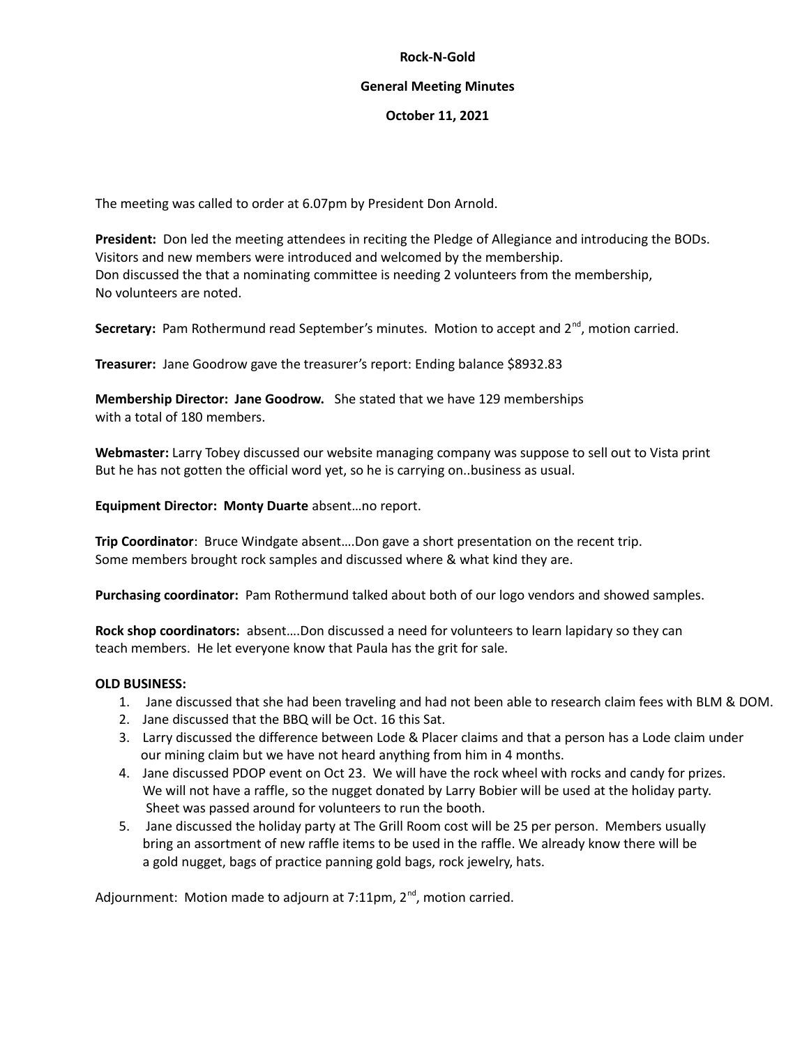**Rock-N-Gold**

**General Meeting Minutes**

**October 11, 2021**

The meeting was called to order at 6.07pm by President Don Arnold.

**President:** Don led the meeting attendees in reciting the Pledge of Allegiance and introducing the BODs. Visitors and new members were introduced and welcomed by the membership. Don discussed the that a nominating committee is needing 2 volunteers from the membership, No volunteers are noted.

**Secretary:** Pam Rothermund read September's minutes. Motion to accept and 2nd, motion carried.

**Treasurer:** Jane Goodrow gave the treasurer's report: Ending balance $8932.83

**Membership Director: Jane Goodrow.** She stated that we have 129 memberships with a total of 180 members.

**Webmaster:** Larry Tobey discussed our website managing company was suppose to sell out to Vista print But he has not gotten the official word yet, so he is carrying on..business as usual.

**Equipment Director: Monty Duarte** absent…no report.

**Trip Coordinator**: Bruce Windgate absent….Don gave a short presentation on the recent trip. Some members brought rock samples and discussed where & what kind they are.

**Purchasing coordinator:** Pam Rothermund talked about both of our logo vendors and showed samples.

**Rock shop coordinators:** absent….Don discussed a need for volunteers to learn lapidary so they can teach members. He let everyone know that Paula has the grit for sale.

**OLD BUSINESS:**

1. Jane discussed that she had been traveling and had not been able to research claim fees with BLM & DOM.
2. Jane discussed that the BBQ will be Oct. 16 this Sat.
3. Larry discussed the difference between Lode & Placer claims and that a person has a Lode claim under our mining claim but we have not heard anything from him in 4 months.
4. Jane discussed PDOP event on Oct 23. We will have the rock wheel with rocks and candy for prizes. We will not have a raffle, so the nugget donated by Larry Bobier will be used at the holiday party. Sheet was passed around for volunteers to run the booth.
5. Jane discussed the holiday party at The Grill Room cost will be 25 per person. Members usually bring an assortment of new raffle items to be used in the raffle. We already know there will be a gold nugget, bags of practice panning gold bags, rock jewelry, hats.

Adjournment: Motion made to adjourn at 7:11pm, 2nd, motion carried.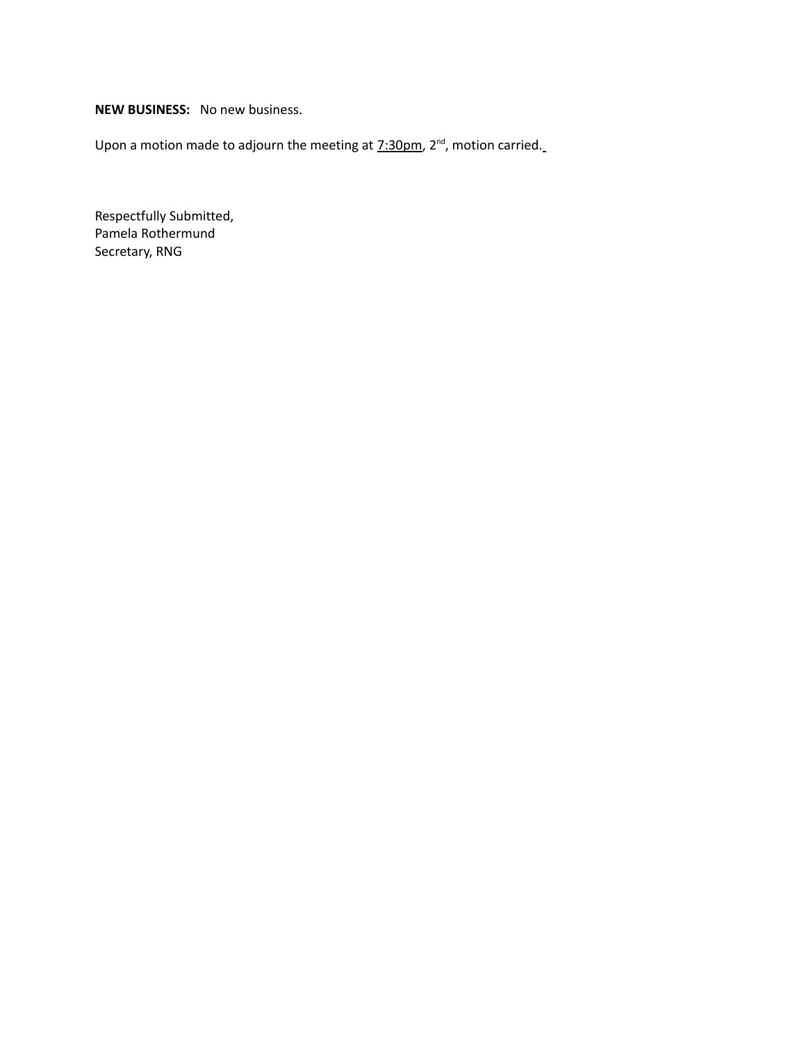**NEW BUSINESS:** No new business.

Upon a motion made to adjourn the meeting at 7:30pm, 2nd, motion carried.

Respectfully Submitted,  
Pamela Rothermund  
Secretary, RNG